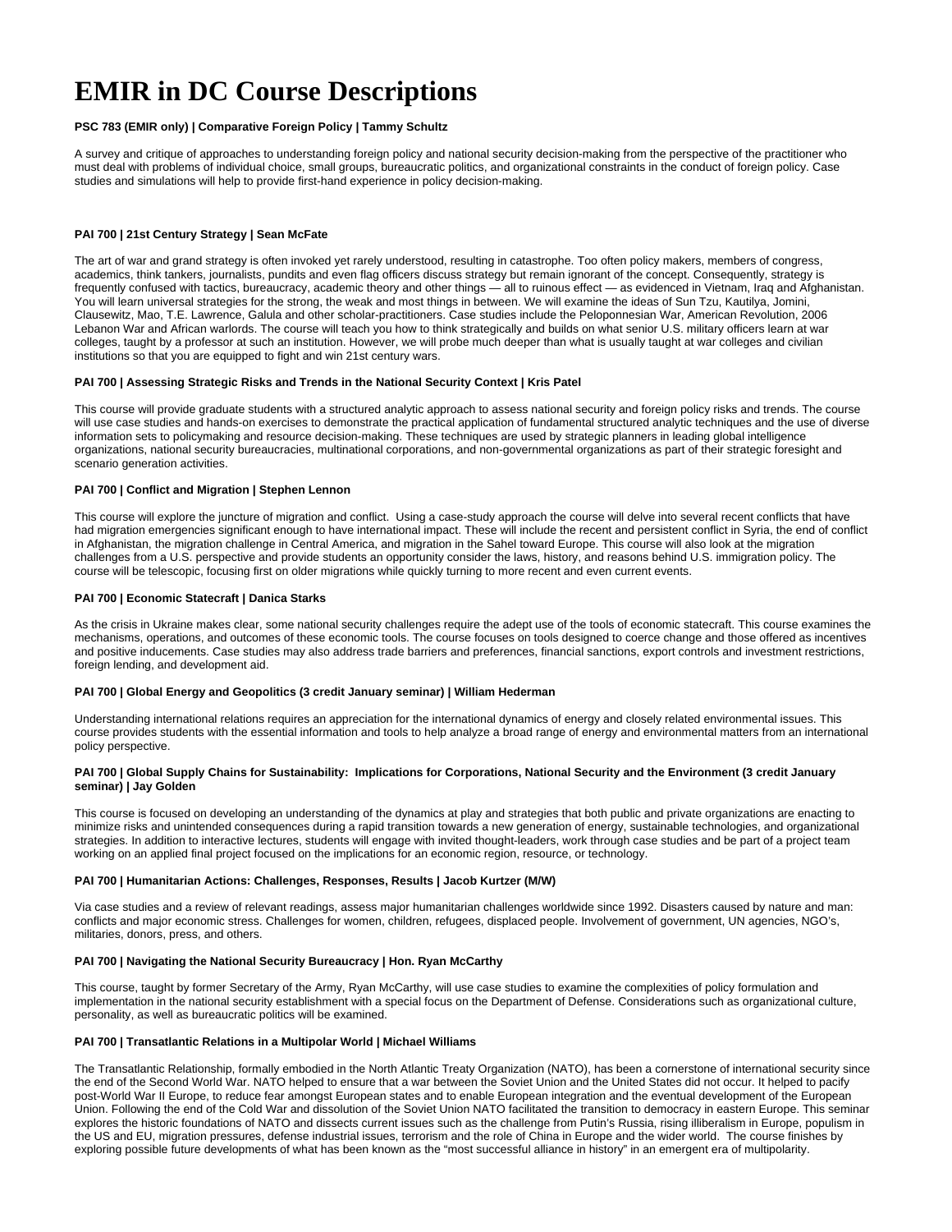# EMIR in DC Course Descriptions

**PSC 783 (EMIR only) | Comparative Foreign Policy | Tammy Schultz**

A survey and critique of approaches to understanding foreign policy and national security decision-making from the perspective of the practitioner who must deal with problems of individual choice, small groups, bureaucratic politics, and organizational constraints in the conduct of foreign policy. Case studies and simulations will help to provide first-hand experience in policy decision-making.

**PAI 700 | 21st Century Strategy | Sean McFate**

The art of war and grand strategy is often invoked yet rarely understood, resulting in catastrophe. Too often policy makers, members of congress, academics, think tankers, journalists, pundits and even flag officers discuss strategy but remain ignorant of the concept. Consequently, strategy is frequently confused with tactics, bureaucracy, academic theory and other things — all to ruinous effect — as evidenced in Vietnam, Iraq and Afghanistan. You will learn universal strategies for the strong, the weak and most things in between. We will examine the ideas of Sun Tzu, Kautilya, Jomini, Clausewitz, Mao, T.E. Lawrence, Galula and other scholar-practitioners. Case studies include the Peloponnesian War, American Revolution, 2006 Lebanon War and African warlords. The course will teach you how to think strategically and builds on what senior U.S. military officers learn at war colleges, taught by a professor at such an institution. However, we will probe much deeper than what is usually taught at war colleges and civilian institutions so that you are equipped to fight and win 21st century wars.

**PAI 700 | Assessing Strategic Risks and Trends in the National Security Context | Kris Patel**

This course will provide graduate students with a structured analytic approach to assess national security and foreign policy risks and trends. The course will use case studies and hands-on exercises to demonstrate the practical application of fundamental structured analytic techniques and the use of diverse information sets to policymaking and resource decision-making. These techniques are used by strategic planners in leading global intelligence organizations, national security bureaucracies, multinational corporations, and non-governmental organizations as part of their strategic foresight and scenario generation activities.

**PAI 700 | Conflict and Migration | Stephen Lennon**

This course will explore the juncture of migration and conflict. Using a case-study approach the course will delve into several recent conflicts that have had migration emergencies significant enough to have international impact. These will include the recent and persistent conflict in Syria, the end of conflict in Afghanistan, the migration challenge in Central America, and migration in the Sahel toward Europe. This course will also look at the migration challenges from a U.S. perspective and provide students an opportunity consider the laws, history, and reasons behind U.S. immigration policy. The course will be telescopic, focusing first on older migrations while quickly turning to more recent and even current events.

**PAI 700 | Economic Statecraft | Danica Starks**

As the crisis in Ukraine makes clear, some national security challenges require the adept use of the tools of economic statecraft. This course examines the mechanisms, operations, and outcomes of these economic tools. The course focuses on tools designed to coerce change and those offered as incentives and positive inducements. Case studies may also address trade barriers and preferences, financial sanctions, export controls and investment restrictions, foreign lending, and development aid.

**PAI 700 | Global Energy and Geopolitics (3 credit January seminar) | William Hederman**

Understanding international relations requires an appreciation for the international dynamics of energy and closely related environmental issues. This course provides students with the essential information and tools to help analyze a broad range of energy and environmental matters from an international policy perspective.

**PAI 700 | Global Supply Chains for Sustainability: Implications for Corporations, National Security and the Environment (3 credit January seminar) | Jay Golden**

This course is focused on developing an understanding of the dynamics at play and strategies that both public and private organizations are enacting to minimize risks and unintended consequences during a rapid transition towards a new generation of energy, sustainable technologies, and organizational strategies. In addition to interactive lectures, students will engage with invited thought-leaders, work through case studies and be part of a project team working on an applied final project focused on the implications for an economic region, resource, or technology.

**PAI 700 | Humanitarian Actions: Challenges, Responses, Results | Jacob Kurtzer (M/W)**

Via case studies and a review of relevant readings, assess major humanitarian challenges worldwide since 1992. Disasters caused by nature and man: conflicts and major economic stress. Challenges for women, children, refugees, displaced people. Involvement of government, UN agencies, NGO's, militaries, donors, press, and others.

**PAI 700 | Navigating the National Security Bureaucracy | Hon. Ryan McCarthy**

This course, taught by former Secretary of the Army, Ryan McCarthy, will use case studies to examine the complexities of policy formulation and implementation in the national security establishment with a special focus on the Department of Defense. Considerations such as organizational culture, personality, as well as bureaucratic politics will be examined.

**PAI 700 | Transatlantic Relations in a Multipolar World | Michael Williams**

The Transatlantic Relationship, formally embodied in the North Atlantic Treaty Organization (NATO), has been a cornerstone of international security since the end of the Second World War. NATO helped to ensure that a war between the Soviet Union and the United States did not occur. It helped to pacify post-World War II Europe, to reduce fear amongst European states and to enable European integration and the eventual development of the European Union. Following the end of the Cold War and dissolution of the Soviet Union NATO facilitated the transition to democracy in eastern Europe. This seminar explores the historic foundations of NATO and dissects current issues such as the challenge from Putin's Russia, rising illiberalism in Europe, populism in the US and EU, migration pressures, defense industrial issues, terrorism and the role of China in Europe and the wider world. The course finishes by exploring possible future developments of what has been known as the "most successful alliance in history" in an emergent era of multipolarity.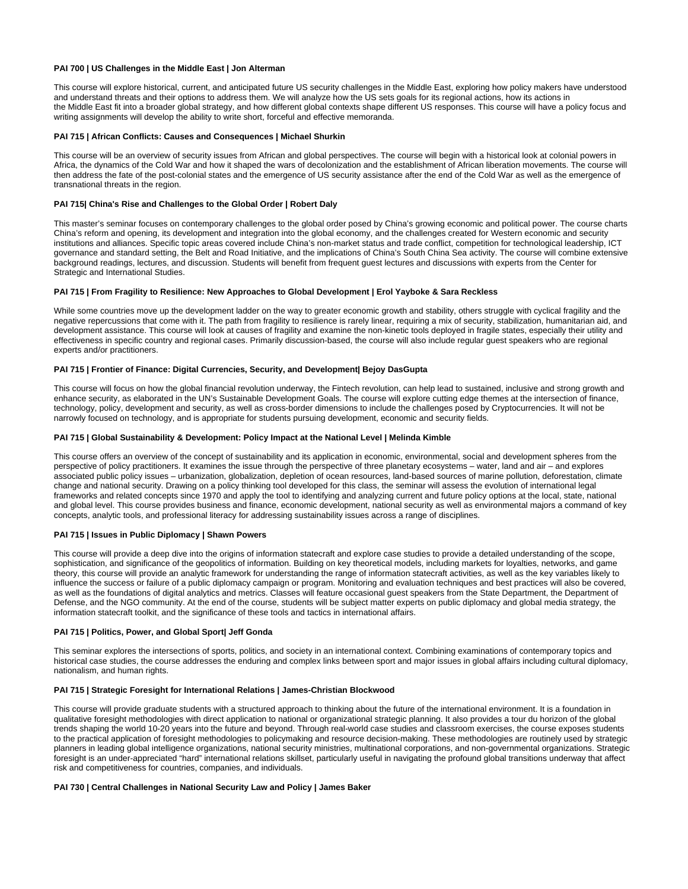**PAI 700 | US Challenges in the Middle East | Jon Alterman**

This course will explore historical, current, and anticipated future US security challenges in the Middle East, exploring how policy makers have understood and understand threats and their options to address them. We will analyze how the US sets goals for its regional actions, how its actions in the Middle East fit into a broader global strategy, and how different global contexts shape different US responses. This course will have a policy focus and writing assignments will develop the ability to write short, forceful and effective memoranda.

**PAI 715 | African Conflicts: Causes and Consequences | Michael Shurkin**

This course will be an overview of security issues from African and global perspectives. The course will begin with a historical look at colonial powers in Africa, the dynamics of the Cold War and how it shaped the wars of decolonization and the establishment of African liberation movements. The course will then address the fate of the post-colonial states and the emergence of US security assistance after the end of the Cold War as well as the emergence of transnational threats in the region.

**PAI 715| China's Rise and Challenges to the Global Order | Robert Daly**

This master's seminar focuses on contemporary challenges to the global order posed by China's growing economic and political power. The course charts China's reform and opening, its development and integration into the global economy, and the challenges created for Western economic and security institutions and alliances. Specific topic areas covered include China's non-market status and trade conflict, competition for technological leadership, ICT governance and standard setting, the Belt and Road Initiative, and the implications of China's South China Sea activity. The course will combine extensive background readings, lectures, and discussion. Students will benefit from frequent guest lectures and discussions with experts from the Center for Strategic and International Studies.

**PAI 715 | From Fragility to Resilience: New Approaches to Global Development | Erol Yayboke & Sara Reckless**

While some countries move up the development ladder on the way to greater economic growth and stability, others struggle with cyclical fragility and the negative repercussions that come with it. The path from fragility to resilience is rarely linear, requiring a mix of security, stabilization, humanitarian aid, and development assistance. This course will look at causes of fragility and examine the non-kinetic tools deployed in fragile states, especially their utility and effectiveness in specific country and regional cases. Primarily discussion-based, the course will also include regular guest speakers who are regional experts and/or practitioners.

**PAI 715 | Frontier of Finance: Digital Currencies, Security, and Development| Bejoy DasGupta**

This course will focus on how the global financial revolution underway, the Fintech revolution, can help lead to sustained, inclusive and strong growth and enhance security, as elaborated in the UN's Sustainable Development Goals. The course will explore cutting edge themes at the intersection of finance, technology, policy, development and security, as well as cross-border dimensions to include the challenges posed by Cryptocurrencies. It will not be narrowly focused on technology, and is appropriate for students pursuing development, economic and security fields.

**PAI 715 | Global Sustainability & Development: Policy Impact at the National Level | Melinda Kimble**

This course offers an overview of the concept of sustainability and its application in economic, environmental, social and development spheres from the perspective of policy practitioners. It examines the issue through the perspective of three planetary ecosystems – water, land and air – and explores associated public policy issues – urbanization, globalization, depletion of ocean resources, land-based sources of marine pollution, deforestation, climate change and national security. Drawing on a policy thinking tool developed for this class, the seminar will assess the evolution of international legal frameworks and related concepts since 1970 and apply the tool to identifying and analyzing current and future policy options at the local, state, national and global level. This course provides business and finance, economic development, national security as well as environmental majors a command of key concepts, analytic tools, and professional literacy for addressing sustainability issues across a range of disciplines.

**PAI 715 | Issues in Public Diplomacy | Shawn Powers**

This course will provide a deep dive into the origins of information statecraft and explore case studies to provide a detailed understanding of the scope, sophistication, and significance of the geopolitics of information. Building on key theoretical models, including markets for loyalties, networks, and game theory, this course will provide an analytic framework for understanding the range of information statecraft activities, as well as the key variables likely to influence the success or failure of a public diplomacy campaign or program. Monitoring and evaluation techniques and best practices will also be covered, as well as the foundations of digital analytics and metrics. Classes will feature occasional guest speakers from the State Department, the Department of Defense, and the NGO community. At the end of the course, students will be subject matter experts on public diplomacy and global media strategy, the information statecraft toolkit, and the significance of these tools and tactics in international affairs.

**PAI 715 | Politics, Power, and Global Sport| Jeff Gonda**

This seminar explores the intersections of sports, politics, and society in an international context. Combining examinations of contemporary topics and historical case studies, the course addresses the enduring and complex links between sport and major issues in global affairs including cultural diplomacy, nationalism, and human rights.

**PAI 715 | Strategic Foresight for International Relations | James-Christian Blockwood**

This course will provide graduate students with a structured approach to thinking about the future of the international environment. It is a foundation in qualitative foresight methodologies with direct application to national or organizational strategic planning. It also provides a tour du horizon of the global trends shaping the world 10-20 years into the future and beyond. Through real-world case studies and classroom exercises, the course exposes students to the practical application of foresight methodologies to policymaking and resource decision-making. These methodologies are routinely used by strategic planners in leading global intelligence organizations, national security ministries, multinational corporations, and non-governmental organizations. Strategic foresight is an under-appreciated "hard" international relations skillset, particularly useful in navigating the profound global transitions underway that affect risk and competitiveness for countries, companies, and individuals.

**PAI 730 | Central Challenges in National Security Law and Policy | James Baker**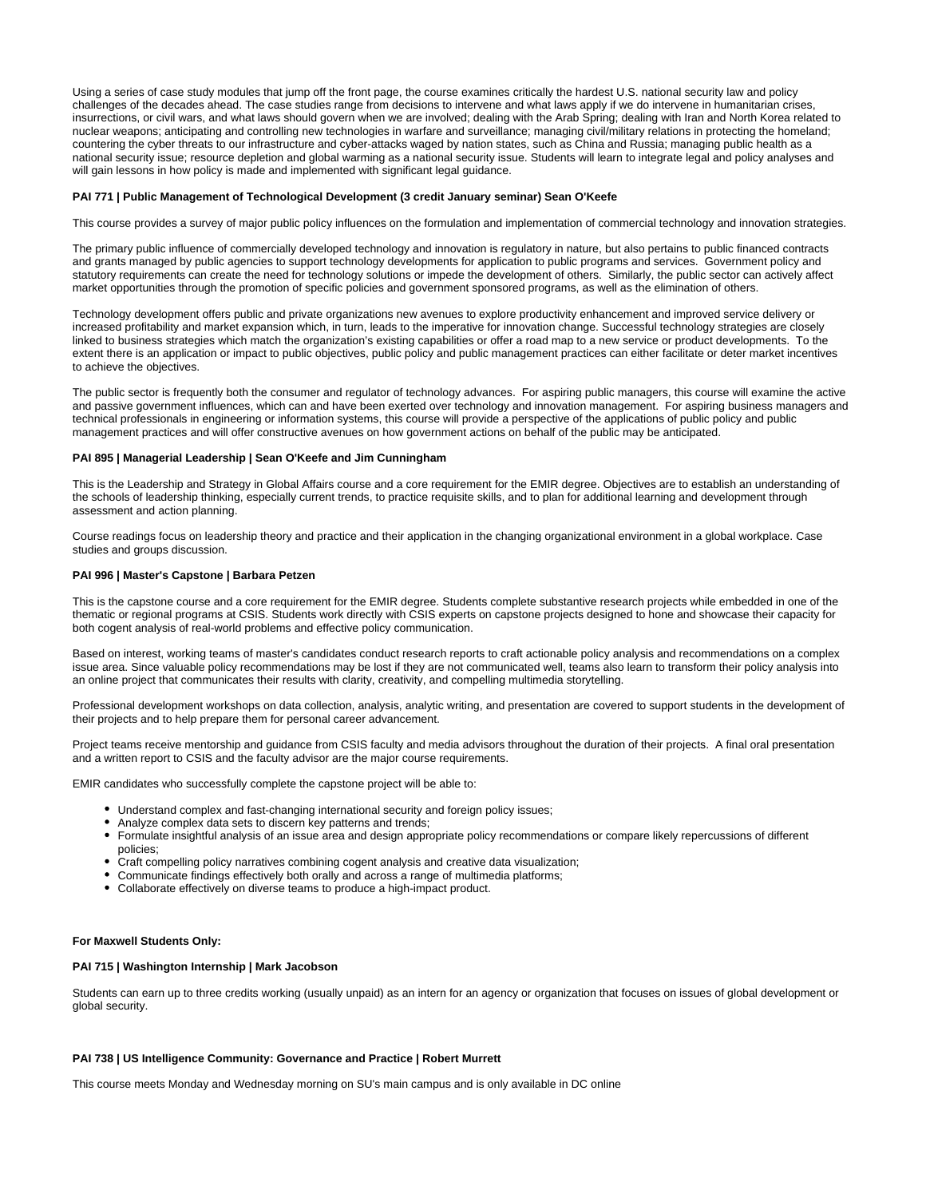Using a series of case study modules that jump off the front page, the course examines critically the hardest U.S. national security law and policy challenges of the decades ahead. The case studies range from decisions to intervene and what laws apply if we do intervene in humanitarian crises, insurrections, or civil wars, and what laws should govern when we are involved; dealing with the Arab Spring; dealing with Iran and North Korea related to nuclear weapons; anticipating and controlling new technologies in warfare and surveillance; managing civil/military relations in protecting the homeland; countering the cyber threats to our infrastructure and cyber-attacks waged by nation states, such as China and Russia; managing public health as a national security issue; resource depletion and global warming as a national security issue. Students will learn to integrate legal and policy analyses and will gain lessons in how policy is made and implemented with significant legal guidance.

**PAI 771 | Public Management of Technological Development (3 credit January seminar) Sean O'Keefe**

This course provides a survey of major public policy influences on the formulation and implementation of commercial technology and innovation strategies.

The primary public influence of commercially developed technology and innovation is regulatory in nature, but also pertains to public financed contracts and grants managed by public agencies to support technology developments for application to public programs and services. Government policy and statutory requirements can create the need for technology solutions or impede the development of others. Similarly, the public sector can actively affect market opportunities through the promotion of specific policies and government sponsored programs, as well as the elimination of others.

Technology development offers public and private organizations new avenues to explore productivity enhancement and improved service delivery or increased profitability and market expansion which, in turn, leads to the imperative for innovation change. Successful technology strategies are closely linked to business strategies which match the organization's existing capabilities or offer a road map to a new service or product developments. To the extent there is an application or impact to public objectives, public policy and public management practices can either facilitate or deter market incentives to achieve the objectives.

The public sector is frequently both the consumer and regulator of technology advances. For aspiring public managers, this course will examine the active and passive government influences, which can and have been exerted over technology and innovation management. For aspiring business managers and technical professionals in engineering or information systems, this course will provide a perspective of the applications of public policy and public management practices and will offer constructive avenues on how government actions on behalf of the public may be anticipated.

**PAI 895 | Managerial Leadership | Sean O'Keefe and Jim Cunningham**

This is the Leadership and Strategy in Global Affairs course and a core requirement for the EMIR degree. Objectives are to establish an understanding of the schools of leadership thinking, especially current trends, to practice requisite skills, and to plan for additional learning and development through assessment and action planning.

Course readings focus on leadership theory and practice and their application in the changing organizational environment in a global workplace. Case studies and groups discussion.

**PAI 996 | Master's Capstone | Barbara Petzen**

This is the capstone course and a core requirement for the EMIR degree. Students complete substantive research projects while embedded in one of the thematic or regional programs at CSIS. Students work directly with CSIS experts on capstone projects designed to hone and showcase their capacity for both cogent analysis of real-world problems and effective policy communication.

Based on interest, working teams of master's candidates conduct research reports to craft actionable policy analysis and recommendations on a complex issue area. Since valuable policy recommendations may be lost if they are not communicated well, teams also learn to transform their policy analysis into an online project that communicates their results with clarity, creativity, and compelling multimedia storytelling.

Professional development workshops on data collection, analysis, analytic writing, and presentation are covered to support students in the development of their projects and to help prepare them for personal career advancement.

Project teams receive mentorship and guidance from CSIS faculty and media advisors throughout the duration of their projects. A final oral presentation and a written report to CSIS and the faculty advisor are the major course requirements.

EMIR candidates who successfully complete the capstone project will be able to:

- Understand complex and fast-changing international security and foreign policy issues;
- Analyze complex data sets to discern key patterns and trends;
- Formulate insightful analysis of an issue area and design appropriate policy recommendations or compare likely repercussions of different policies;
- Craft compelling policy narratives combining cogent analysis and creative data visualization;
- Communicate findings effectively both orally and across a range of multimedia platforms;
- Collaborate effectively on diverse teams to produce a high-impact product.

**For Maxwell Students Only:**

**PAI 715 | Washington Internship | Mark Jacobson**

Students can earn up to three credits working (usually unpaid) as an intern for an agency or organization that focuses on issues of global development or global security.

**PAI 738 | US Intelligence Community: Governance and Practice | Robert Murrett**

This course meets Monday and Wednesday morning on SU's main campus and is only available in DC online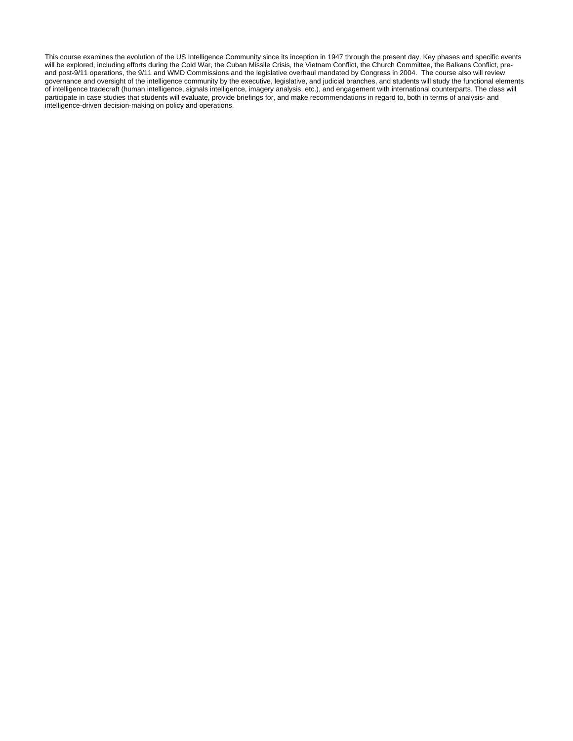This course examines the evolution of the US Intelligence Community since its inception in 1947 through the present day. Key phases and specific events will be explored, including efforts during the Cold War, the Cuban Missile Crisis, the Vietnam Conflict, the Church Committee, the Balkans Conflict, pre- and post-9/11 operations, the 9/11 and WMD Commissions and the legislative overhaul mandated by Congress in 2004.  The course also will review governance and oversight of the intelligence community by the executive, legislative, and judicial branches, and students will study the functional elements of intelligence tradecraft (human intelligence, signals intelligence, imagery analysis, etc.), and engagement with international counterparts. The class will participate in case studies that students will evaluate, provide briefings for, and make recommendations in regard to, both in terms of analysis- and intelligence-driven decision-making on policy and operations.